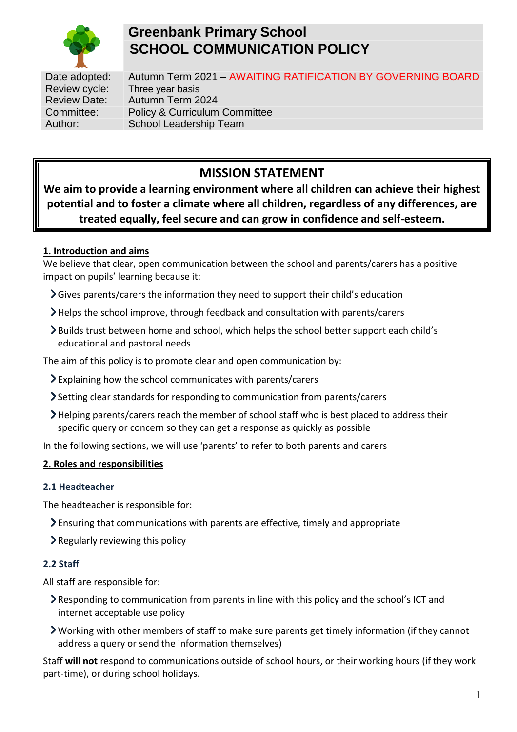# Greenbank Primary School
# SCHOOL COMMUNICATION POLICY

| | |
|---|---|
| Date adopted: | Autumn Term 2021 – AWAITING RATIFICATION BY GOVERNING BOARD |
| Review cycle: | Three year basis |
| Review Date: | Autumn Term 2024 |
| Committee: | Policy & Curriculum Committee |
| Author: | School Leadership Team |

**MISSION STATEMENT**

**We aim to provide a learning environment where all children can achieve their highest potential and to foster a climate where all children, regardless of any differences, are treated equally, feel secure and can grow in confidence and self-esteem.**

## 1. Introduction and aims

We believe that clear, open communication between the school and parents/carers has a positive impact on pupils' learning because it:

- Gives parents/carers the information they need to support their child's education
- Helps the school improve, through feedback and consultation with parents/carers
- Builds trust between home and school, which helps the school better support each child's educational and pastoral needs

The aim of this policy is to promote clear and open communication by:

- Explaining how the school communicates with parents/carers
- Setting clear standards for responding to communication from parents/carers
- Helping parents/carers reach the member of school staff who is best placed to address their specific query or concern so they can get a response as quickly as possible

In the following sections, we will use 'parents' to refer to both parents and carers

## 2. Roles and responsibilities

### 2.1 Headteacher

The headteacher is responsible for:

- Ensuring that communications with parents are effective, timely and appropriate
- Regularly reviewing this policy

### 2.2 Staff

All staff are responsible for:

- Responding to communication from parents in line with this policy and the school's ICT and internet acceptable use policy
- Working with other members of staff to make sure parents get timely information (if they cannot address a query or send the information themselves)

Staff **will not** respond to communications outside of school hours, or their working hours (if they work part-time), or during school holidays.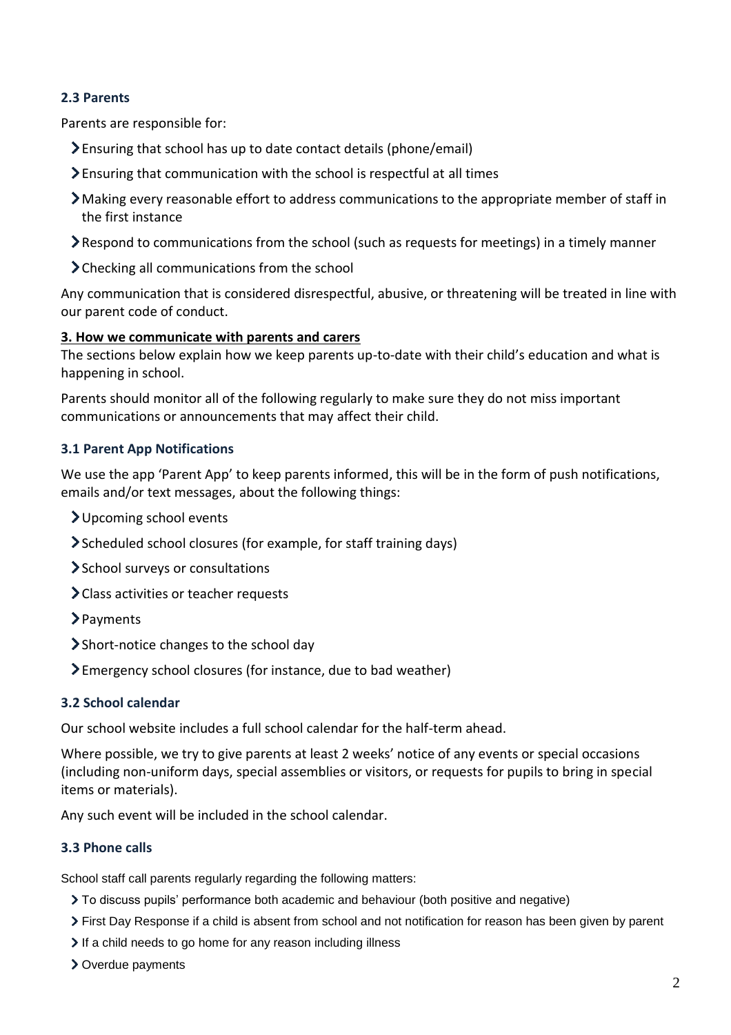### 2.3 Parents

Parents are responsible for:

- Ensuring that school has up to date contact details (phone/email)
- Ensuring that communication with the school is respectful at all times
- Making every reasonable effort to address communications to the appropriate member of staff in the first instance
- Respond to communications from the school (such as requests for meetings) in a timely manner
- Checking all communications from the school

Any communication that is considered disrespectful, abusive, or threatening will be treated in line with our parent code of conduct.

## 3. How we communicate with parents and carers

The sections below explain how we keep parents up-to-date with their child's education and what is happening in school.

Parents should monitor all of the following regularly to make sure they do not miss important communications or announcements that may affect their child.

### 3.1 Parent App Notifications

We use the app 'Parent App' to keep parents informed, this will be in the form of push notifications, emails and/or text messages, about the following things:

- Upcoming school events
- Scheduled school closures (for example, for staff training days)
- School surveys or consultations
- Class activities or teacher requests
- Payments
- Short-notice changes to the school day
- Emergency school closures (for instance, due to bad weather)

### 3.2 School calendar

Our school website includes a full school calendar for the half-term ahead.

Where possible, we try to give parents at least 2 weeks' notice of any events or special occasions (including non-uniform days, special assemblies or visitors, or requests for pupils to bring in special items or materials).

Any such event will be included in the school calendar.

### 3.3 Phone calls

School staff call parents regularly regarding the following matters:

- To discuss pupils' performance both academic and behaviour (both positive and negative)
- First Day Response if a child is absent from school and not notification for reason has been given by parent
- If a child needs to go home for any reason including illness
- Overdue payments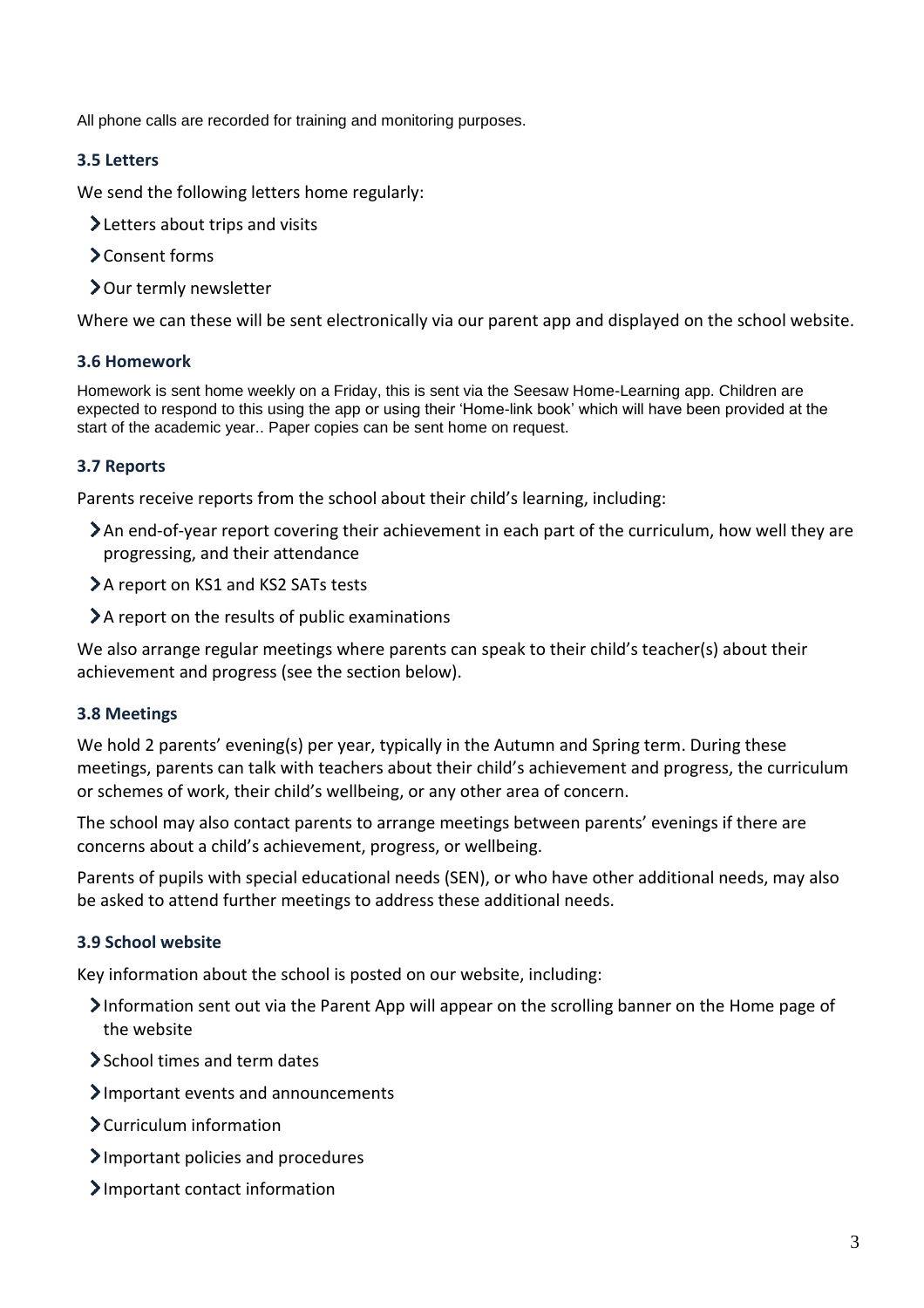All phone calls are recorded for training and monitoring purposes.

### 3.5 Letters

We send the following letters home regularly:

- Letters about trips and visits
- Consent forms
- Our termly newsletter

Where we can these will be sent electronically via our parent app and displayed on the school website.

### 3.6 Homework

Homework is sent home weekly on a Friday, this is sent via the Seesaw Home-Learning app. Children are expected to respond to this using the app or using their 'Home-link book' which will have been provided at the start of the academic year.. Paper copies can be sent home on request.

### 3.7 Reports

Parents receive reports from the school about their child's learning, including:

- An end-of-year report covering their achievement in each part of the curriculum, how well they are progressing, and their attendance
- A report on KS1 and KS2 SATs tests
- A report on the results of public examinations

We also arrange regular meetings where parents can speak to their child's teacher(s) about their achievement and progress (see the section below).

### 3.8 Meetings

We hold 2 parents' evening(s) per year, typically in the Autumn and Spring term. During these meetings, parents can talk with teachers about their child's achievement and progress, the curriculum or schemes of work, their child's wellbeing, or any other area of concern.

The school may also contact parents to arrange meetings between parents' evenings if there are concerns about a child's achievement, progress, or wellbeing.

Parents of pupils with special educational needs (SEN), or who have other additional needs, may also be asked to attend further meetings to address these additional needs.

### 3.9 School website

Key information about the school is posted on our website, including:

- Information sent out via the Parent App will appear on the scrolling banner on the Home page of the website
- School times and term dates
- Important events and announcements
- Curriculum information
- Important policies and procedures
- Important contact information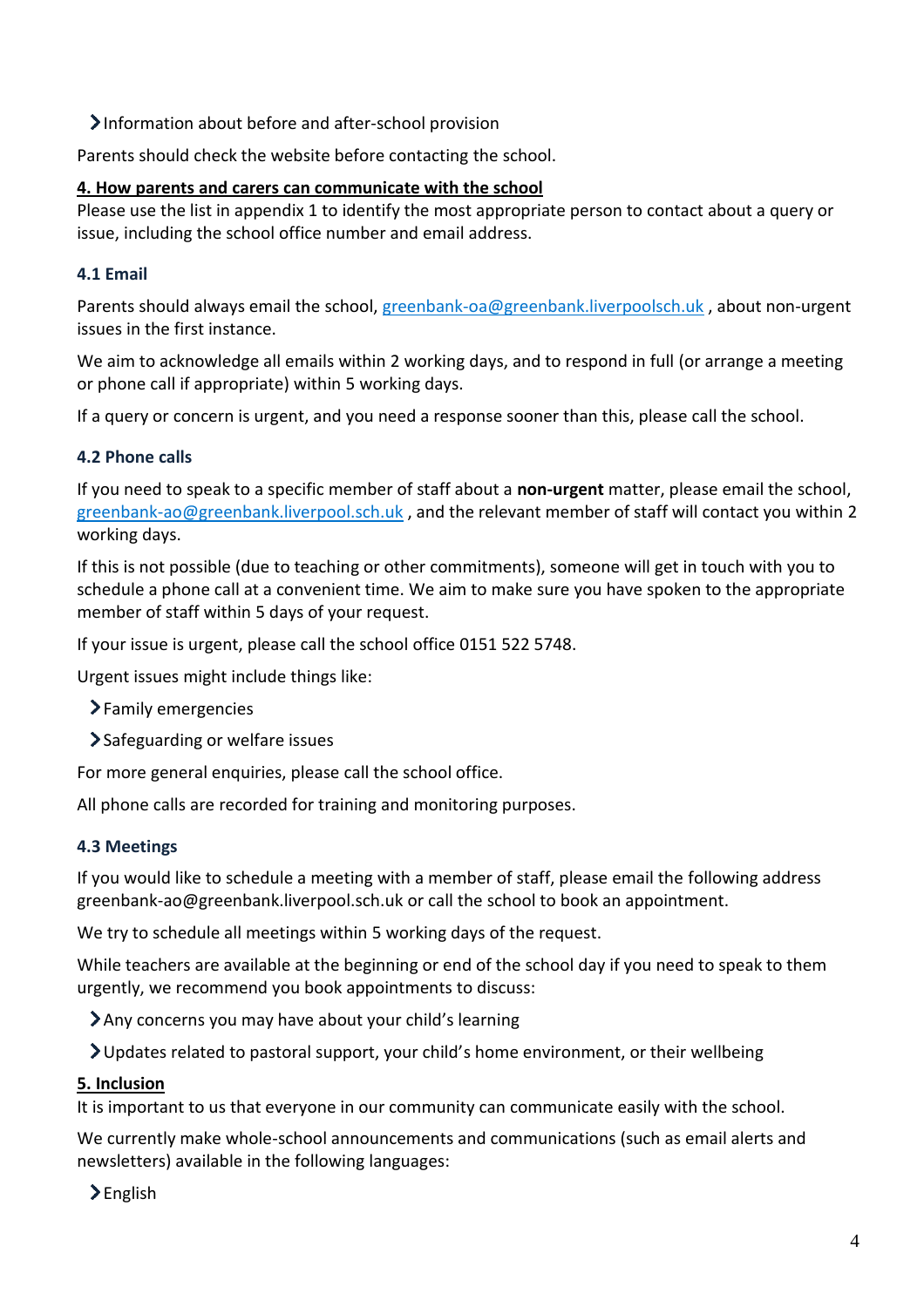- Information about before and after-school provision

Parents should check the website before contacting the school.

## 4. How parents and carers can communicate with the school

Please use the list in appendix 1 to identify the most appropriate person to contact about a query or issue, including the school office number and email address.

### 4.1 Email

Parents should always email the school, [greenbank-oa@greenbank.liverpoolsch.uk](mailto:greenbank-oa@greenbank.liverpoolsch.uk) , about non-urgent issues in the first instance.

We aim to acknowledge all emails within 2 working days, and to respond in full (or arrange a meeting or phone call if appropriate) within 5 working days.

If a query or concern is urgent, and you need a response sooner than this, please call the school.

### 4.2 Phone calls

If you need to speak to a specific member of staff about a **non-urgent** matter, please email the school, [greenbank-ao@greenbank.liverpool.sch.uk](mailto:greenbank-ao@greenbank.liverpool.sch.uk) , and the relevant member of staff will contact you within 2 working days.

If this is not possible (due to teaching or other commitments), someone will get in touch with you to schedule a phone call at a convenient time. We aim to make sure you have spoken to the appropriate member of staff within 5 days of your request.

If your issue is urgent, please call the school office 0151 522 5748.

Urgent issues might include things like:

- Family emergencies
- Safeguarding or welfare issues

For more general enquiries, please call the school office.

All phone calls are recorded for training and monitoring purposes.

### 4.3 Meetings

If you would like to schedule a meeting with a member of staff, please email the following address greenbank-ao@greenbank.liverpool.sch.uk or call the school to book an appointment.

We try to schedule all meetings within 5 working days of the request.

While teachers are available at the beginning or end of the school day if you need to speak to them urgently, we recommend you book appointments to discuss:

- Any concerns you may have about your child's learning
- Updates related to pastoral support, your child's home environment, or their wellbeing

## 5. Inclusion

It is important to us that everyone in our community can communicate easily with the school.

We currently make whole-school announcements and communications (such as email alerts and newsletters) available in the following languages:

- English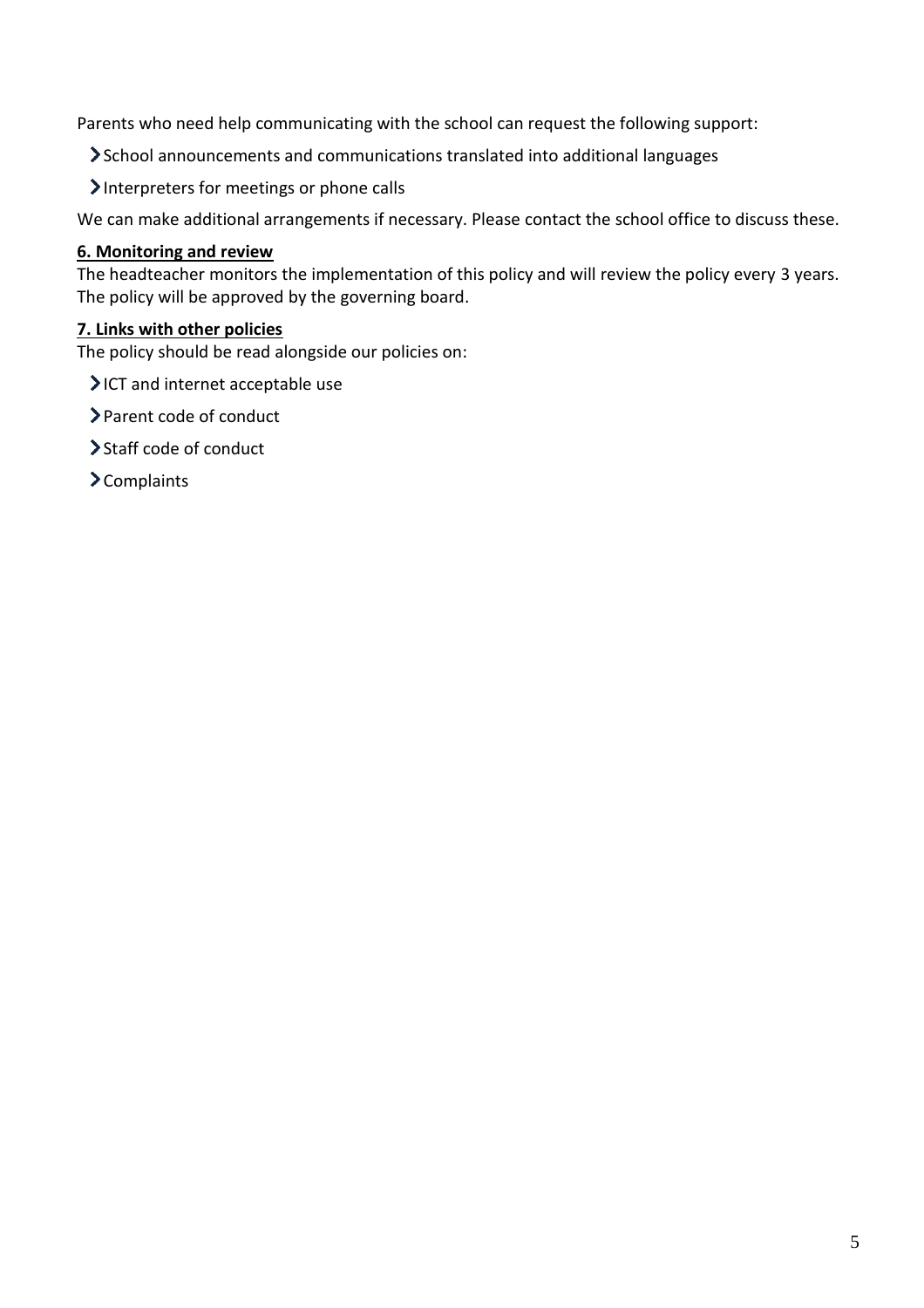Parents who need help communicating with the school can request the following support:

- School announcements and communications translated into additional languages
- Interpreters for meetings or phone calls

We can make additional arrangements if necessary. Please contact the school office to discuss these.

## 6. Monitoring and review

The headteacher monitors the implementation of this policy and will review the policy every 3 years. The policy will be approved by the governing board.

## 7. Links with other policies

The policy should be read alongside our policies on:

- ICT and internet acceptable use
- Parent code of conduct
- Staff code of conduct
- Complaints